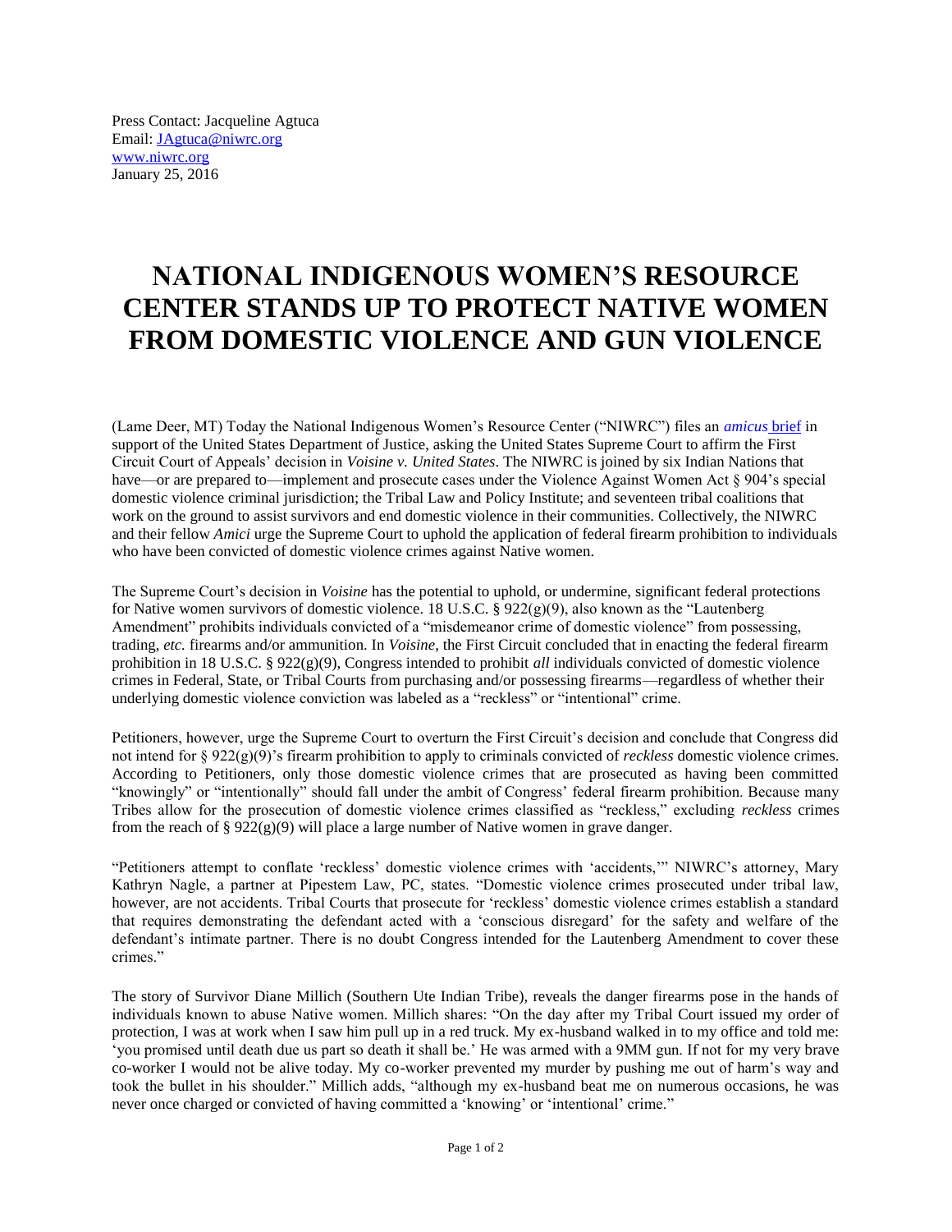Press Contact: Jacqueline Agtuca
Email: [JAgtuca@niwrc.org](mailto:JAgtuca@niwrc.org)
[www.niwrc.org](http://www.niwrc.org)
January 25, 2016

# NATIONAL INDIGENOUS WOMEN'S RESOURCE CENTER STANDS UP TO PROTECT NATIVE WOMEN FROM DOMESTIC VIOLENCE AND GUN VIOLENCE

(Lame Deer, MT) Today the National Indigenous Women's Resource Center ("NIWRC") files an *amicus* brief in support of the United States Department of Justice, asking the United States Supreme Court to affirm the First Circuit Court of Appeals' decision in *Voisine v. United States*. The NIWRC is joined by six Indian Nations that have—or are prepared to—implement and prosecute cases under the Violence Against Women Act § 904's special domestic violence criminal jurisdiction; the Tribal Law and Policy Institute; and seventeen tribal coalitions that work on the ground to assist survivors and end domestic violence in their communities. Collectively, the NIWRC and their fellow *Amici* urge the Supreme Court to uphold the application of federal firearm prohibition to individuals who have been convicted of domestic violence crimes against Native women.

The Supreme Court's decision in *Voisine* has the potential to uphold, or undermine, significant federal protections for Native women survivors of domestic violence. 18 U.S.C. § 922(g)(9), also known as the "Lautenberg Amendment" prohibits individuals convicted of a "misdemeanor crime of domestic violence" from possessing, trading, *etc.* firearms and/or ammunition. In *Voisine*, the First Circuit concluded that in enacting the federal firearm prohibition in 18 U.S.C. § 922(g)(9), Congress intended to prohibit *all* individuals convicted of domestic violence crimes in Federal, State, or Tribal Courts from purchasing and/or possessing firearms—regardless of whether their underlying domestic violence conviction was labeled as a "reckless" or "intentional" crime.

Petitioners, however, urge the Supreme Court to overturn the First Circuit's decision and conclude that Congress did not intend for § 922(g)(9)'s firearm prohibition to apply to criminals convicted of *reckless* domestic violence crimes. According to Petitioners, only those domestic violence crimes that are prosecuted as having been committed "knowingly" or "intentionally" should fall under the ambit of Congress' federal firearm prohibition. Because many Tribes allow for the prosecution of domestic violence crimes classified as "reckless," excluding *reckless* crimes from the reach of § 922(g)(9) will place a large number of Native women in grave danger.

"Petitioners attempt to conflate 'reckless' domestic violence crimes with 'accidents,'" NIWRC's attorney, Mary Kathryn Nagle, a partner at Pipestem Law, PC, states. "Domestic violence crimes prosecuted under tribal law, however, are not accidents. Tribal Courts that prosecute for 'reckless' domestic violence crimes establish a standard that requires demonstrating the defendant acted with a 'conscious disregard' for the safety and welfare of the defendant's intimate partner. There is no doubt Congress intended for the Lautenberg Amendment to cover these crimes."

The story of Survivor Diane Millich (Southern Ute Indian Tribe), reveals the danger firearms pose in the hands of individuals known to abuse Native women. Millich shares: "On the day after my Tribal Court issued my order of protection, I was at work when I saw him pull up in a red truck. My ex-husband walked in to my office and told me: 'you promised until death due us part so death it shall be.' He was armed with a 9MM gun. If not for my very brave co-worker I would not be alive today. My co-worker prevented my murder by pushing me out of harm's way and took the bullet in his shoulder." Millich adds, "although my ex-husband beat me on numerous occasions, he was never once charged or convicted of having committed a 'knowing' or 'intentional' crime."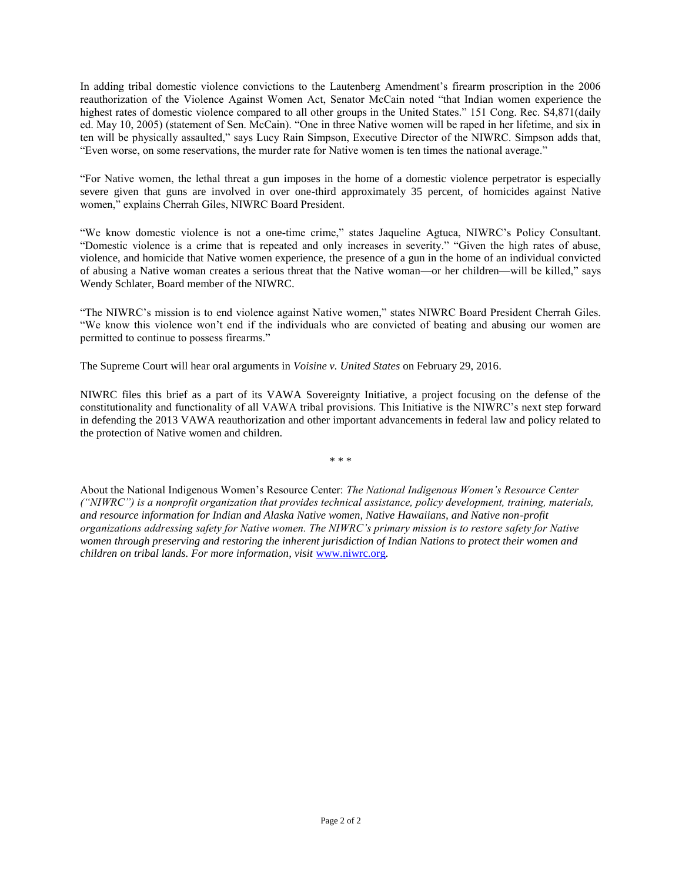In adding tribal domestic violence convictions to the Lautenberg Amendment's firearm proscription in the 2006 reauthorization of the Violence Against Women Act, Senator McCain noted "that Indian women experience the highest rates of domestic violence compared to all other groups in the United States." 151 Cong. Rec. S4,871(daily ed. May 10, 2005) (statement of Sen. McCain). "One in three Native women will be raped in her lifetime, and six in ten will be physically assaulted," says Lucy Rain Simpson, Executive Director of the NIWRC. Simpson adds that, "Even worse, on some reservations, the murder rate for Native women is ten times the national average."

"For Native women, the lethal threat a gun imposes in the home of a domestic violence perpetrator is especially severe given that guns are involved in over one-third approximately 35 percent, of homicides against Native women," explains Cherrah Giles, NIWRC Board President.

"We know domestic violence is not a one-time crime," states Jaqueline Agtuca, NIWRC's Policy Consultant. "Domestic violence is a crime that is repeated and only increases in severity." "Given the high rates of abuse, violence, and homicide that Native women experience, the presence of a gun in the home of an individual convicted of abusing a Native woman creates a serious threat that the Native woman—or her children—will be killed," says Wendy Schlater, Board member of the NIWRC.

"The NIWRC's mission is to end violence against Native women," states NIWRC Board President Cherrah Giles. "We know this violence won't end if the individuals who are convicted of beating and abusing our women are permitted to continue to possess firearms."

The Supreme Court will hear oral arguments in *Voisine v. United States* on February 29, 2016.

NIWRC files this brief as a part of its VAWA Sovereignty Initiative, a project focusing on the defense of the constitutionality and functionality of all VAWA tribal provisions. This Initiative is the NIWRC's next step forward in defending the 2013 VAWA reauthorization and other important advancements in federal law and policy related to the protection of Native women and children.

\* \* \*

About the National Indigenous Women's Resource Center: *The National Indigenous Women's Resource Center ("NIWRC") is a nonprofit organization that provides technical assistance, policy development, training, materials, and resource information for Indian and Alaska Native women, Native Hawaiians, and Native non-profit organizations addressing safety for Native women. The NIWRC's primary mission is to restore safety for Native women through preserving and restoring the inherent jurisdiction of Indian Nations to protect their women and children on tribal lands. For more information, visit* www.niwrc.org.